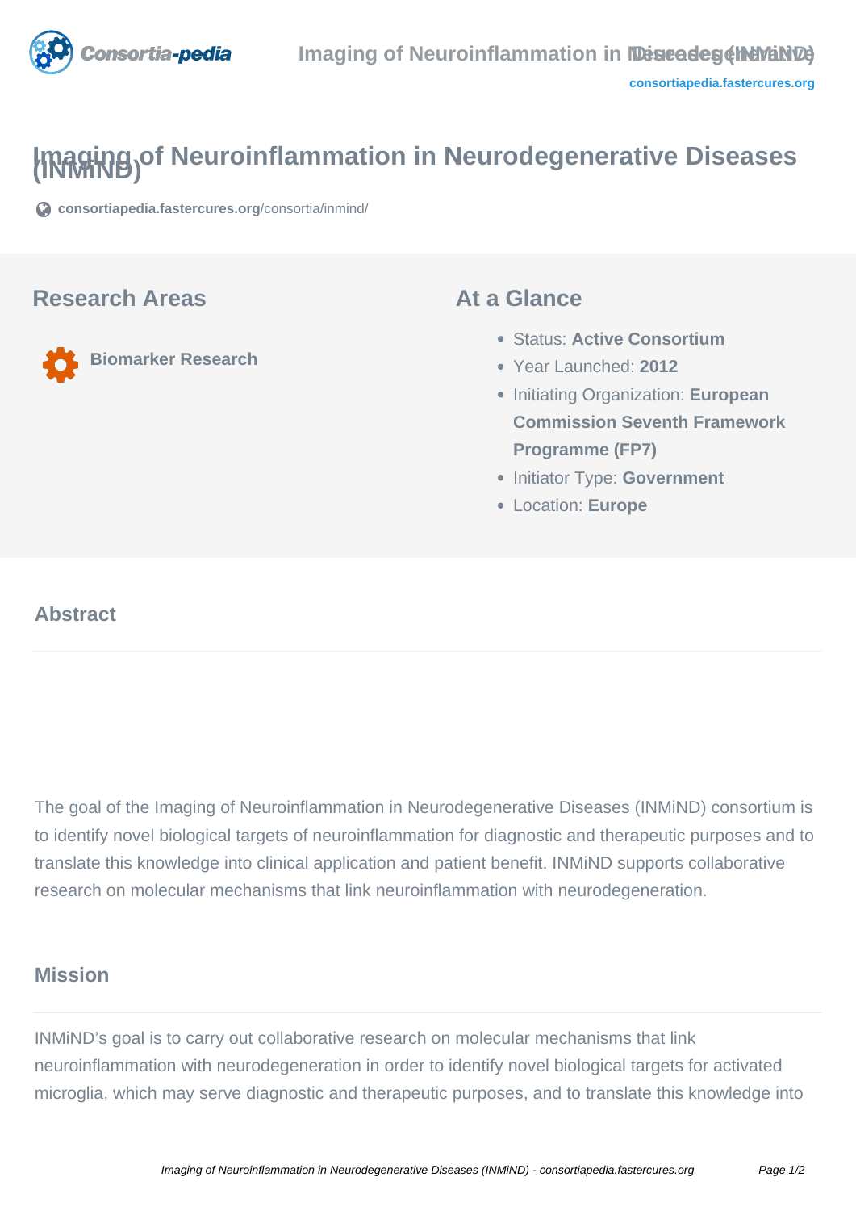# Imaging of Neuroinflammation in Neurodegenerative Diseases (INMiND)

**consortiapedia.fastercures.org**/consortia/inmind/

## Research Areas

**Biomarker Research**

## At a Glance

- Status: **Active Consortium**
- Year Launched: **2012**
- Initiating Organization: **European Commission Seventh Framework Programme (FP7)**
- Initiator Type: **Government**
- Location: **Europe**

## Abstract

The goal of the Imaging of Neuroinflammation in Neurodegenerative Diseases (INMiND) consortium is to identify novel biological targets of neuroinflammation for diagnostic and therapeutic purposes and to translate this knowledge into clinical application and patient benefit. INMiND supports collaborative research on molecular mechanisms that link neuroinflammation with neurodegeneration.

## Mission

INMiND's goal is to carry out collaborative research on molecular mechanisms that link neuroinflammation with neurodegeneration in order to identify novel biological targets for activated microglia, which may serve diagnostic and therapeutic purposes, and to translate this knowledge into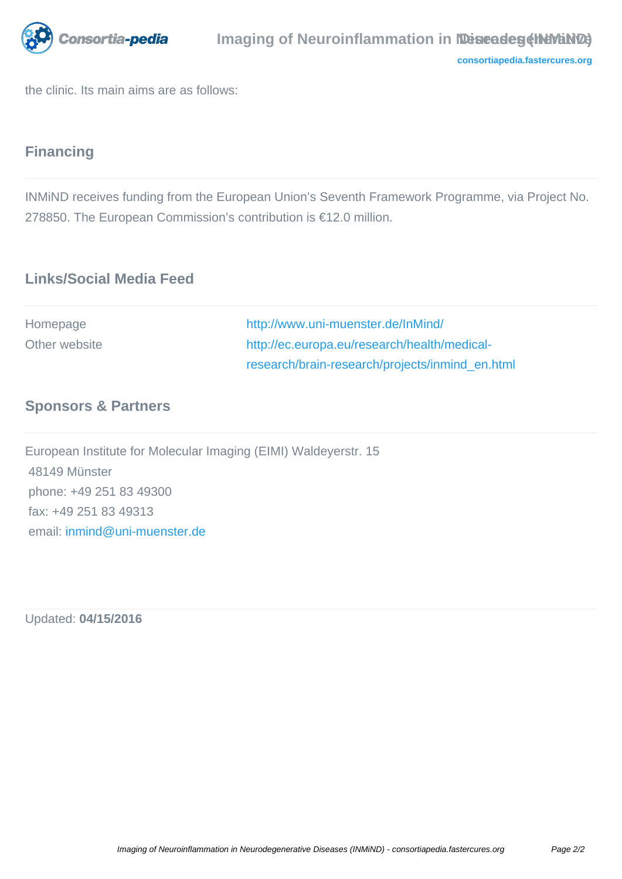the clinic. Its main aims are as follows:

## Financing

INMiND receives funding from the European Union's Seventh Framework Programme, via Project No. 278850. The European Commission's contribution is €12.0 million.

## Links/Social Media Feed

| | |
|---|---|
| Homepage | http://www.uni-muenster.de/InMind/ |
| Other website | http://ec.europa.eu/research/health/medical-research/brain-research/projects/inmind_en.html |

## Sponsors & Partners

European Institute for Molecular Imaging (EIMI) Waldeyerstr. 15
48149 Münster
phone: +49 251 83 49300
fax: +49 251 83 49313
email: inmind@uni-muenster.de

Updated: **04/15/2016**